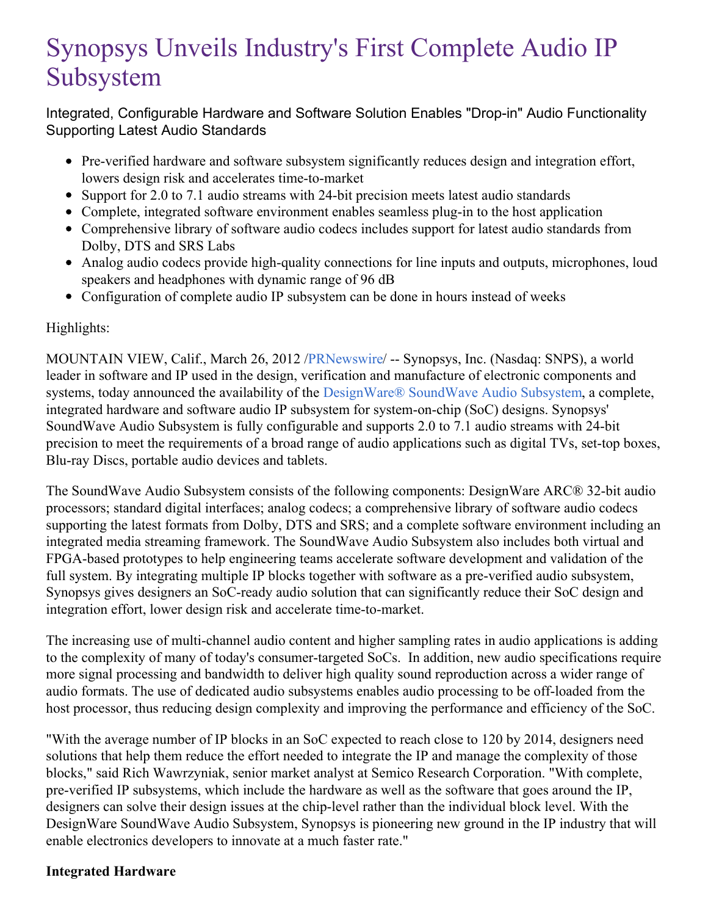# Synopsys Unveils Industry's First Complete Audio IP Subsystem

Integrated, Configurable Hardware and Software Solution Enables "Drop-in" Audio Functionality Supporting Latest Audio Standards

- Pre-verified hardware and software subsystem significantly reduces design and integration effort, lowers design risk and accelerates time-to-market
- Support for 2.0 to 7.1 audio streams with 24-bit precision meets latest audio standards
- Complete, integrated software environment enables seamless plug-in to the host application
- Comprehensive library of software audio codecs includes support for latest audio standards from Dolby, DTS and SRS Labs
- Analog audio codecs provide high-quality connections for line inputs and outputs, microphones, loud speakers and headphones with dynamic range of 96 dB
- Configuration of complete audio IP subsystem can be done in hours instead of weeks

Highlights:

MOUNTAIN VIEW, Calif., March 26, 2012 /PRNewswire/ -- Synopsys, Inc. (Nasdaq: SNPS), a world leader in software and IP used in the design, verification and manufacture of electronic components and systems, today announced the availability of the DesignWare® SoundWave Audio Subsystem, a complete, integrated hardware and software audio IP subsystem for system-on-chip (SoC) designs. Synopsys' SoundWave Audio Subsystem is fully configurable and supports 2.0 to 7.1 audio streams with 24-bit precision to meet the requirements of a broad range of audio applications such as digital TVs, set-top boxes, Blu-ray Discs, portable audio devices and tablets.

The SoundWave Audio Subsystem consists of the following components: DesignWare ARC® 32-bit audio processors; standard digital interfaces; analog codecs; a comprehensive library of software audio codecs supporting the latest formats from Dolby, DTS and SRS; and a complete software environment including an integrated media streaming framework. The SoundWave Audio Subsystem also includes both virtual and FPGA-based prototypes to help engineering teams accelerate software development and validation of the full system. By integrating multiple IP blocks together with software as a pre-verified audio subsystem, Synopsys gives designers an SoC-ready audio solution that can significantly reduce their SoC design and integration effort, lower design risk and accelerate time-to-market.

The increasing use of multi-channel audio content and higher sampling rates in audio applications is adding to the complexity of many of today's consumer-targeted SoCs. In addition, new audio specifications require more signal processing and bandwidth to deliver high quality sound reproduction across a wider range of audio formats. The use of dedicated audio subsystems enables audio processing to be off-loaded from the host processor, thus reducing design complexity and improving the performance and efficiency of the SoC.

"With the average number of IP blocks in an SoC expected to reach close to 120 by 2014, designers need solutions that help them reduce the effort needed to integrate the IP and manage the complexity of those blocks," said Rich Wawrzyniak, senior market analyst at Semico Research Corporation. "With complete, pre-verified IP subsystems, which include the hardware as well as the software that goes around the IP, designers can solve their design issues at the chip-level rather than the individual block level. With the DesignWare SoundWave Audio Subsystem, Synopsys is pioneering new ground in the IP industry that will enable electronics developers to innovate at a much faster rate."

**Integrated Hardware**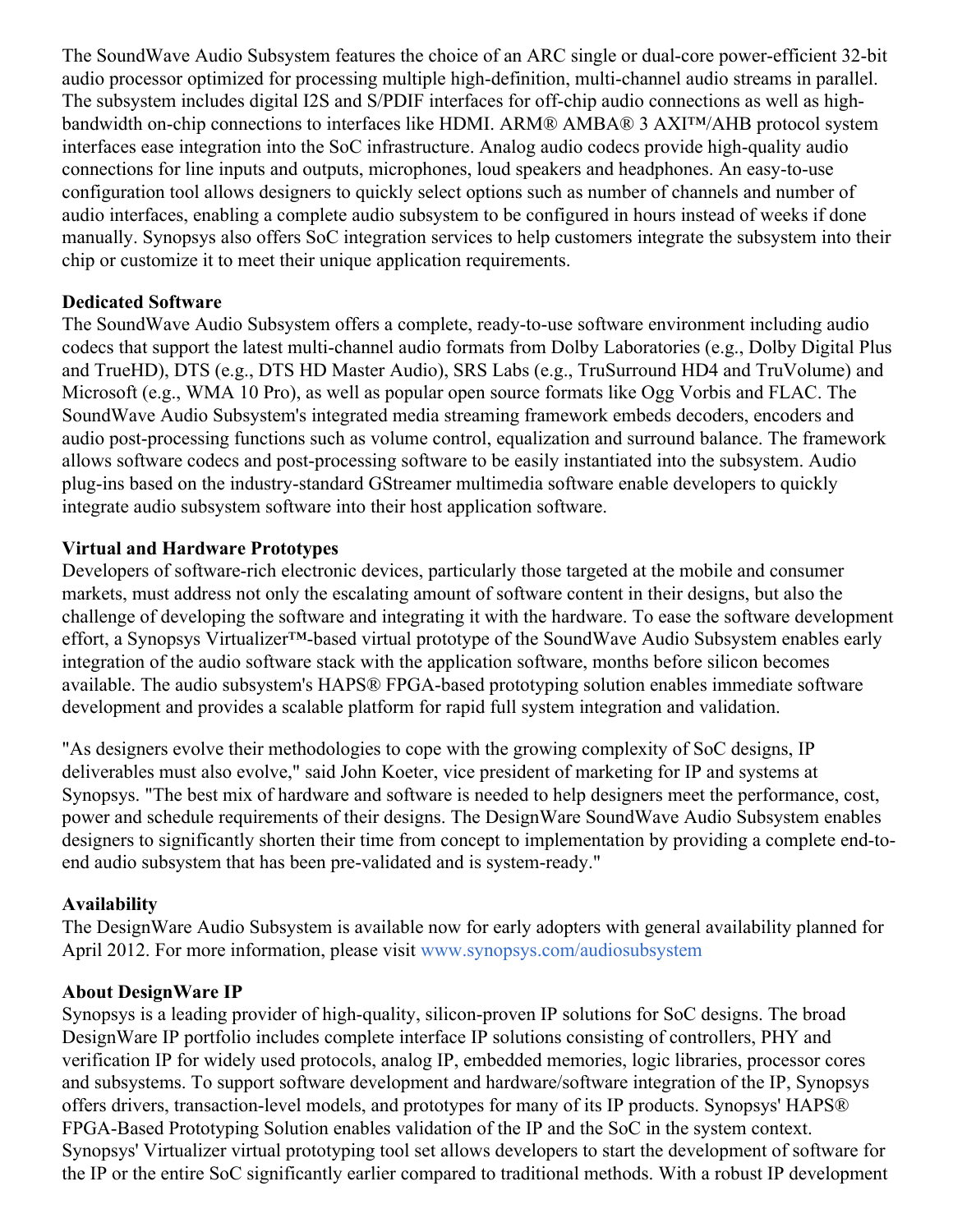The SoundWave Audio Subsystem features the choice of an ARC single or dual-core power-efficient 32-bit audio processor optimized for processing multiple high-definition, multi-channel audio streams in parallel. The subsystem includes digital I2S and S/PDIF interfaces for off-chip audio connections as well as high-bandwidth on-chip connections to interfaces like HDMI. ARM® AMBA® 3 AXI™/AHB protocol system interfaces ease integration into the SoC infrastructure. Analog audio codecs provide high-quality audio connections for line inputs and outputs, microphones, loud speakers and headphones. An easy-to-use configuration tool allows designers to quickly select options such as number of channels and number of audio interfaces, enabling a complete audio subsystem to be configured in hours instead of weeks if done manually. Synopsys also offers SoC integration services to help customers integrate the subsystem into their chip or customize it to meet their unique application requirements.

**Dedicated Software**

The SoundWave Audio Subsystem offers a complete, ready-to-use software environment including audio codecs that support the latest multi-channel audio formats from Dolby Laboratories (e.g., Dolby Digital Plus and TrueHD), DTS (e.g., DTS HD Master Audio), SRS Labs (e.g., TruSurround HD4 and TruVolume) and Microsoft (e.g., WMA 10 Pro), as well as popular open source formats like Ogg Vorbis and FLAC. The SoundWave Audio Subsystem's integrated media streaming framework embeds decoders, encoders and audio post-processing functions such as volume control, equalization and surround balance. The framework allows software codecs and post-processing software to be easily instantiated into the subsystem. Audio plug-ins based on the industry-standard GStreamer multimedia software enable developers to quickly integrate audio subsystem software into their host application software.

**Virtual and Hardware Prototypes**

Developers of software-rich electronic devices, particularly those targeted at the mobile and consumer markets, must address not only the escalating amount of software content in their designs, but also the challenge of developing the software and integrating it with the hardware. To ease the software development effort, a Synopsys Virtualizer™-based virtual prototype of the SoundWave Audio Subsystem enables early integration of the audio software stack with the application software, months before silicon becomes available. The audio subsystem's HAPS® FPGA-based prototyping solution enables immediate software development and provides a scalable platform for rapid full system integration and validation.

"As designers evolve their methodologies to cope with the growing complexity of SoC designs, IP deliverables must also evolve," said John Koeter, vice president of marketing for IP and systems at Synopsys. "The best mix of hardware and software is needed to help designers meet the performance, cost, power and schedule requirements of their designs. The DesignWare SoundWave Audio Subsystem enables designers to significantly shorten their time from concept to implementation by providing a complete end-to-end audio subsystem that has been pre-validated and is system-ready."

**Availability**

The DesignWare Audio Subsystem is available now for early adopters with general availability planned for April 2012. For more information, please visit www.synopsys.com/audiosubsystem

**About DesignWare IP**

Synopsys is a leading provider of high-quality, silicon-proven IP solutions for SoC designs. The broad DesignWare IP portfolio includes complete interface IP solutions consisting of controllers, PHY and verification IP for widely used protocols, analog IP, embedded memories, logic libraries, processor cores and subsystems. To support software development and hardware/software integration of the IP, Synopsys offers drivers, transaction-level models, and prototypes for many of its IP products. Synopsys' HAPS® FPGA-Based Prototyping Solution enables validation of the IP and the SoC in the system context. Synopsys' Virtualizer virtual prototyping tool set allows developers to start the development of software for the IP or the entire SoC significantly earlier compared to traditional methods. With a robust IP development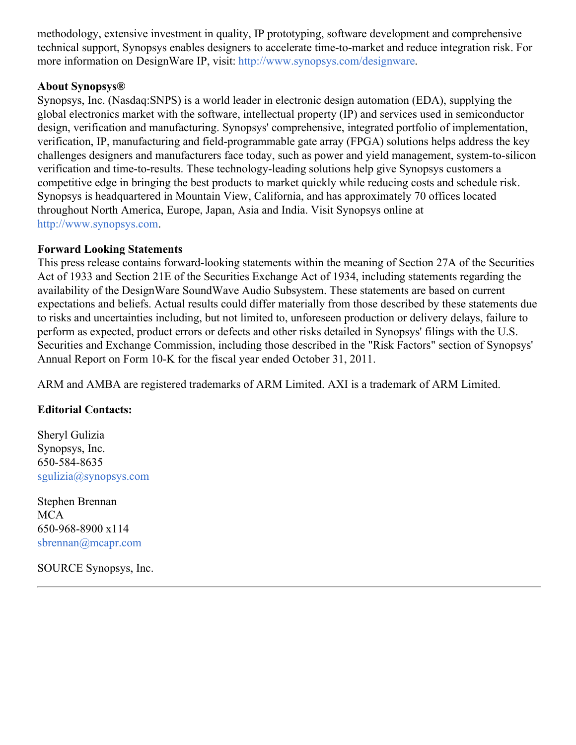methodology, extensive investment in quality, IP prototyping, software development and comprehensive technical support, Synopsys enables designers to accelerate time-to-market and reduce integration risk. For more information on DesignWare IP, visit: http://www.synopsys.com/designware.

**About Synopsys®**

Synopsys, Inc. (Nasdaq:SNPS) is a world leader in electronic design automation (EDA), supplying the global electronics market with the software, intellectual property (IP) and services used in semiconductor design, verification and manufacturing. Synopsys' comprehensive, integrated portfolio of implementation, verification, IP, manufacturing and field-programmable gate array (FPGA) solutions helps address the key challenges designers and manufacturers face today, such as power and yield management, system-to-silicon verification and time-to-results. These technology-leading solutions help give Synopsys customers a competitive edge in bringing the best products to market quickly while reducing costs and schedule risk. Synopsys is headquartered in Mountain View, California, and has approximately 70 offices located throughout North America, Europe, Japan, Asia and India. Visit Synopsys online at http://www.synopsys.com.

**Forward Looking Statements**

This press release contains forward-looking statements within the meaning of Section 27A of the Securities Act of 1933 and Section 21E of the Securities Exchange Act of 1934, including statements regarding the availability of the DesignWare SoundWave Audio Subsystem. These statements are based on current expectations and beliefs. Actual results could differ materially from those described by these statements due to risks and uncertainties including, but not limited to, unforeseen production or delivery delays, failure to perform as expected, product errors or defects and other risks detailed in Synopsys' filings with the U.S. Securities and Exchange Commission, including those described in the "Risk Factors" section of Synopsys' Annual Report on Form 10-K for the fiscal year ended October 31, 2011.

ARM and AMBA are registered trademarks of ARM Limited. AXI is a trademark of ARM Limited.

**Editorial Contacts:**

Sheryl Gulizia
Synopsys, Inc.
650-584-8635
sgulizia@synopsys.com

Stephen Brennan
MCA
650-968-8900 x114
sbrennan@mcapr.com

SOURCE Synopsys, Inc.